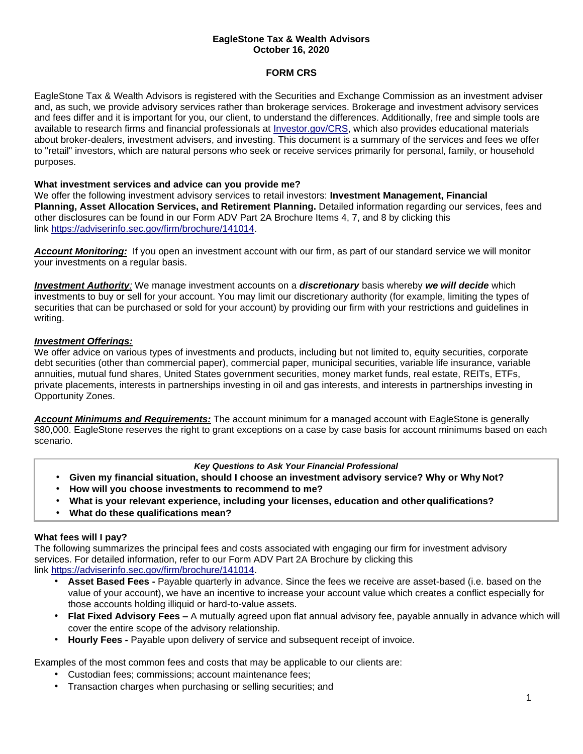**EagleStone Tax & Wealth Advisors**
**October 16, 2020**

# FORM CRS

EagleStone Tax & Wealth Advisors is registered with the Securities and Exchange Commission as an investment adviser and, as such, we provide advisory services rather than brokerage services. Brokerage and investment advisory services and fees differ and it is important for you, our client, to understand the differences. Additionally, free and simple tools are available to research firms and financial professionals at [Investor.gov/CRS](https://www.investor.gov/CRS), which also provides educational materials about broker-dealers, investment advisers, and investing. This document is a summary of the services and fees we offer to "retail" investors, which are natural persons who seek or receive services primarily for personal, family, or household purposes.

## What investment services and advice can you provide me?

We offer the following investment advisory services to retail investors: **Investment Management, Financial Planning, Asset Allocation Services, and Retirement Planning.** Detailed information regarding our services, fees and other disclosures can be found in our Form ADV Part 2A Brochure Items 4, 7, and 8 by clicking this link https://adviserinfo.sec.gov/firm/brochure/141014.

***Account Monitoring:*** If you open an investment account with our firm, as part of our standard service we will monitor your investments on a regular basis.

***Investment Authority:*** We manage investment accounts on a ***discretionary*** basis whereby ***we will decide*** which investments to buy or sell for your account. You may limit our discretionary authority (for example, limiting the types of securities that can be purchased or sold for your account) by providing our firm with your restrictions and guidelines in writing.

***Investment Offerings:***
We offer advice on various types of investments and products, including but not limited to, equity securities, corporate debt securities (other than commercial paper), commercial paper, municipal securities, variable life insurance, variable annuities, mutual fund shares, United States government securities, money market funds, real estate, REITs, ETFs, private placements, interests in partnerships investing in oil and gas interests, and interests in partnerships investing in Opportunity Zones.

***Account Minimums and Requirements:*** The account minimum for a managed account with EagleStone is generally $80,000. EagleStone reserves the right to grant exceptions on a case by case basis for account minimums based on each scenario.

***Key Questions to Ask Your Financial Professional***

- **Given my financial situation, should I choose an investment advisory service? Why or Why Not?**
- **How will you choose investments to recommend to me?**
- **What is your relevant experience, including your licenses, education and other qualifications?**
- **What do these qualifications mean?**

## What fees will I pay?

The following summarizes the principal fees and costs associated with engaging our firm for investment advisory services. For detailed information, refer to our Form ADV Part 2A Brochure by clicking this link https://adviserinfo.sec.gov/firm/brochure/141014.

- **Asset Based Fees -** Payable quarterly in advance. Since the fees we receive are asset-based (i.e. based on the value of your account), we have an incentive to increase your account value which creates a conflict especially for those accounts holding illiquid or hard-to-value assets.
- **Flat Fixed Advisory Fees –** A mutually agreed upon flat annual advisory fee, payable annually in advance which will cover the entire scope of the advisory relationship.
- **Hourly Fees -** Payable upon delivery of service and subsequent receipt of invoice.

Examples of the most common fees and costs that may be applicable to our clients are:

- Custodian fees; commissions; account maintenance fees;
- Transaction charges when purchasing or selling securities; and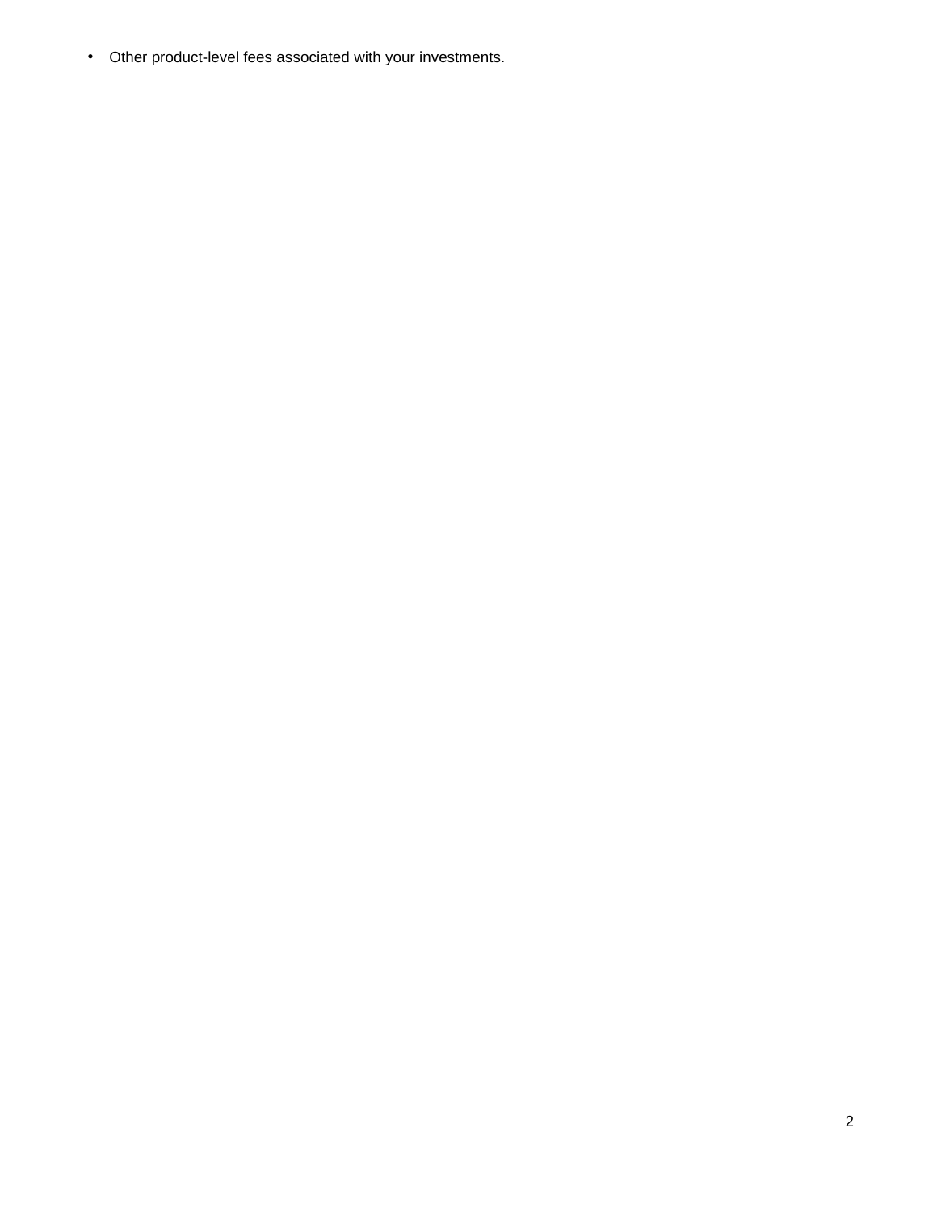- Other product-level fees associated with your investments.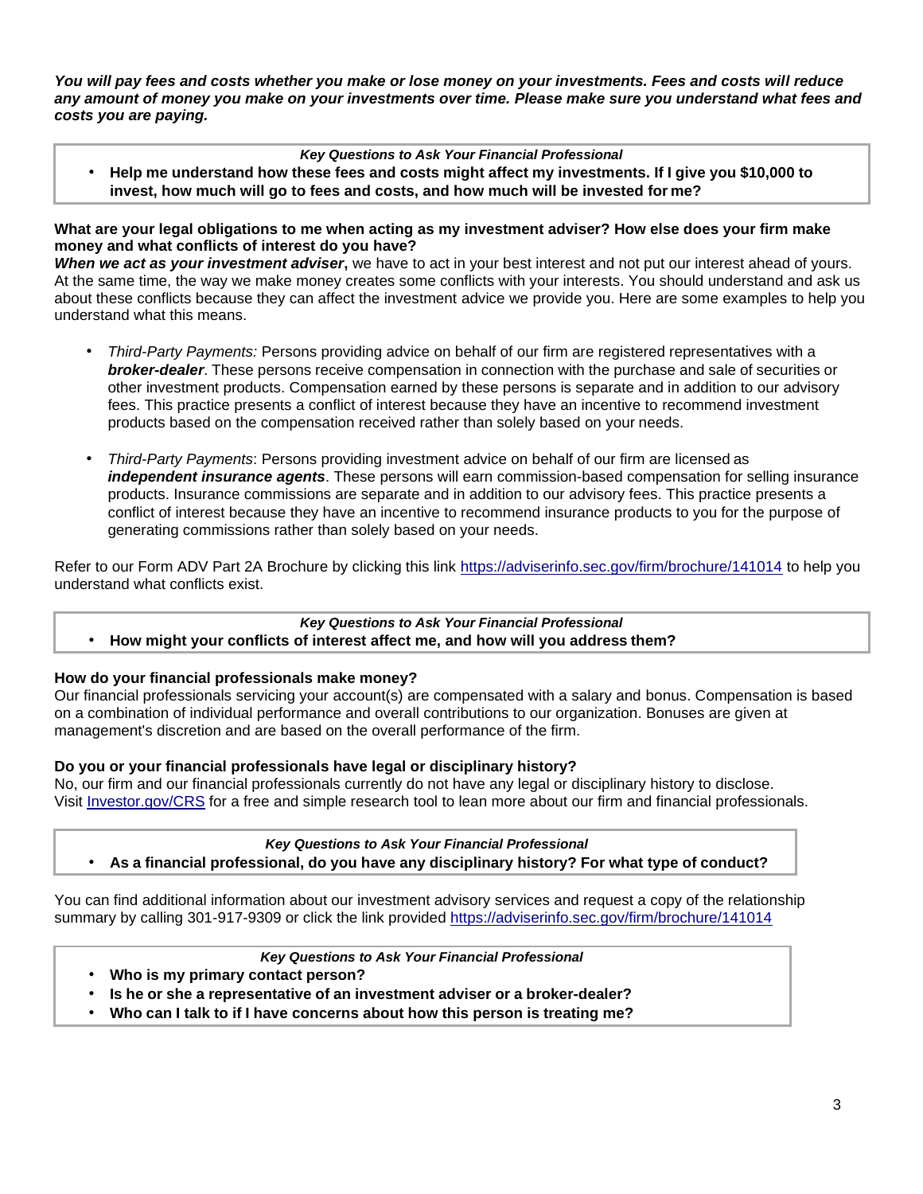***You will pay fees and costs whether you make or lose money on your investments. Fees and costs will reduce any amount of money you make on your investments over time. Please make sure you understand what fees and costs you are paying.***

> ***Key Questions to Ask Your Financial Professional***
>
> - **Help me understand how these fees and costs might affect my investments. If I give you $10,000 to invest, how much will go to fees and costs, and how much will be invested for me?**

**What are your legal obligations to me when acting as my investment adviser? How else does your firm make money and what conflicts of interest do you have?**

***When we act as your investment adviser*,** we have to act in your best interest and not put our interest ahead of yours. At the same time, the way we make money creates some conflicts with your interests. You should understand and ask us about these conflicts because they can affect the investment advice we provide you. Here are some examples to help you understand what this means.

- *Third-Party Payments:* Persons providing advice on behalf of our firm are registered representatives with a ***broker-dealer***. These persons receive compensation in connection with the purchase and sale of securities or other investment products. Compensation earned by these persons is separate and in addition to our advisory fees. This practice presents a conflict of interest because they have an incentive to recommend investment products based on the compensation received rather than solely based on your needs.

- *Third-Party Payments*: Persons providing investment advice on behalf of our firm are licensed as ***independent insurance agents***. These persons will earn commission-based compensation for selling insurance products. Insurance commissions are separate and in addition to our advisory fees. This practice presents a conflict of interest because they have an incentive to recommend insurance products to you for the purpose of generating commissions rather than solely based on your needs.

Refer to our Form ADV Part 2A Brochure by clicking this link https://adviserinfo.sec.gov/firm/brochure/141014 to help you understand what conflicts exist.

> ***Key Questions to Ask Your Financial Professional***
>
> - **How might your conflicts of interest affect me, and how will you address them?**

**How do your financial professionals make money?**

Our financial professionals servicing your account(s) are compensated with a salary and bonus. Compensation is based on a combination of individual performance and overall contributions to our organization. Bonuses are given at management's discretion and are based on the overall performance of the firm.

**Do you or your financial professionals have legal or disciplinary history?**

No, our firm and our financial professionals currently do not have any legal or disciplinary history to disclose. Visit Investor.gov/CRS for a free and simple research tool to lean more about our firm and financial professionals.

> ***Key Questions to Ask Your Financial Professional***
>
> - **As a financial professional, do you have any disciplinary history? For what type of conduct?**

You can find additional information about our investment advisory services and request a copy of the relationship summary by calling 301-917-9309 or click the link provided https://adviserinfo.sec.gov/firm/brochure/141014

> ***Key Questions to Ask Your Financial Professional***
>
> - **Who is my primary contact person?**
> - **Is he or she a representative of an investment adviser or a broker-dealer?**
> - **Who can I talk to if I have concerns about how this person is treating me?**